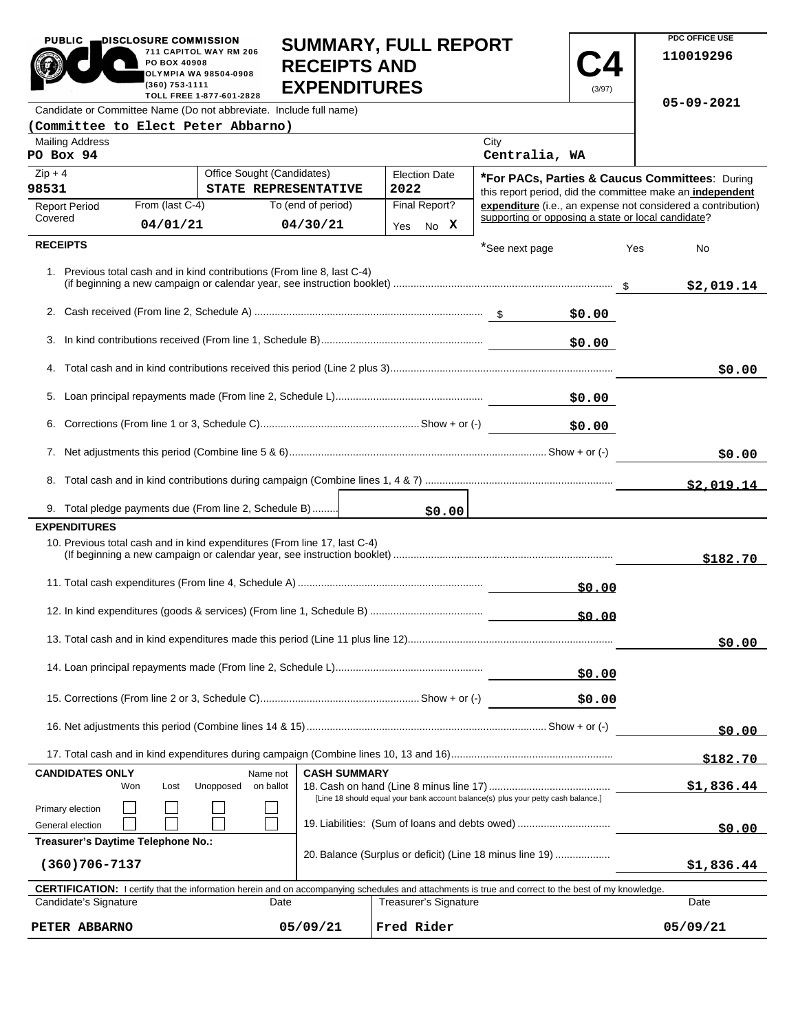**PUBLIC DISCLOSURE COMMISSION**
711 CAPITOL WAY RM 206
PO BOX 40908
OLYMPIA WA 98504-0908
(360) 753-1111
TOLL FREE 1-877-601-2828

# SUMMARY, FULL REPORT RECEIPTS AND EXPENDITURES

**C4** (3/97)

PDC OFFICE USE
110019296
05-09-2021

Candidate or Committee Name (Do not abbreviate. Include full name)
**(Committee to Elect Peter Abbarno)**

| Mailing Address | City |
|---|---|
| PO Box 94 | Centralia, WA |

| Zip + 4 | Office Sought (Candidates) | Election Date |
|---|---|---|
| 98531 | STATE REPRESENTATIVE | 2022 |

| Report Period Covered | From (last C-4) | To (end of period) | Final Report? |
|---|---|---|---|
| | 04/01/21 | 04/30/21 | Yes No X |

***For PACs, Parties & Caucus Committees**: During this report period, did the committee make an **independent expenditure** (i.e., an expense not considered a contribution) supporting or opposing a state or local candidate?

*See next page Yes No

## RECEIPTS

| | | |
|---|---|---|
| 1. Previous total cash and in kind contributions (From line 8, last C-4) (if beginning a new campaign or calendar year, see instruction booklet) | | $ $2,019.14 |
| 2. Cash received (From line 2, Schedule A) | $ $0.00 | |
| 3. In kind contributions received (From line 1, Schedule B) | $0.00 | |
| 4. Total cash and in kind contributions received this period (Line 2 plus 3) | | $0.00 |
| 5. Loan principal repayments made (From line 2, Schedule L) | $0.00 | |
| 6. Corrections (From line 1 or 3, Schedule C) Show + or (-) | $0.00 | |
| 7. Net adjustments this period (Combine line 5 & 6) Show + or (-) | | $0.00 |
| 8. Total cash and in kind contributions during campaign (Combine lines 1, 4 & 7) | | $2,019.14 |
| 9. Total pledge payments due (From line 2, Schedule B) | $0.00 | |

## EXPENDITURES

| | | |
|---|---|---|
| 10. Previous total cash and in kind expenditures (From line 17, last C-4) (If beginning a new campaign or calendar year, see instruction booklet) | | $182.70 |
| 11. Total cash expenditures (From line 4, Schedule A) | $0.00 | |
| 12. In kind expenditures (goods & services) (From line 1, Schedule B) | $0.00 | |
| 13. Total cash and in kind expenditures made this period (Line 11 plus line 12) | | $0.00 |
| 14. Loan principal repayments made (From line 2, Schedule L) | $0.00 | |
| 15. Corrections (From line 2 or 3, Schedule C) Show + or (-) | $0.00 | |
| 16. Net adjustments this period (Combine lines 14 & 15) Show + or (-) | | $0.00 |
| 17. Total cash and in kind expenditures during campaign (Combine lines 10, 13 and 16) | | $182.70 |

**CANDIDATES ONLY**

| | Won | Lost | Unopposed | Name not on ballot |
|---|---|---|---|---|
| Primary election | ☐ | ☐ | ☐ | ☐ |
| General election | ☐ | ☐ | ☐ | ☐ |

**Treasurer's Daytime Telephone No.:**
(360)706-7137

**CASH SUMMARY**

| | |
|---|---|
| 18. Cash on hand (Line 8 minus line 17) [Line 18 should equal your bank account balance(s) plus your petty cash balance.] | $1,836.44 |
| 19. Liabilities: (Sum of loans and debts owed) | $0.00 |
| 20. Balance (Surplus or deficit) (Line 18 minus line 19) | $1,836.44 |

**CERTIFICATION:** I certify that the information herein and on accompanying schedules and attachments is true and correct to the best of my knowledge.

| Candidate's Signature | Date | Treasurer's Signature | Date |
|---|---|---|---|
| PETER ABBARNO | 05/09/21 | Fred Rider | 05/09/21 |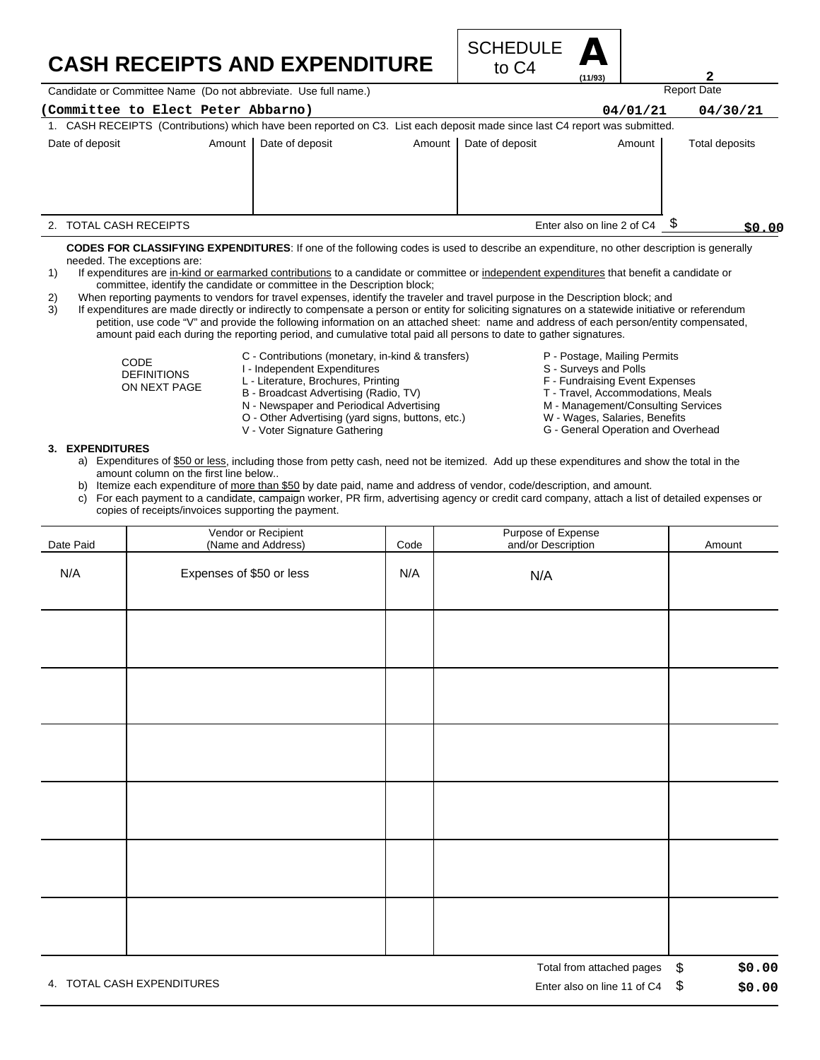# CASH RECEIPTS AND EXPENDITURE

SCHEDULE **A** to C4 (11/93)

**2**

Candidate or Committee Name (Do not abbreviate. Use full name.) Report Date

**(Committee to Elect Peter Abbarno)** **04/01/21** **04/30/21**

1. CASH RECEIPTS (Contributions) which have been reported on C3. List each deposit made since last C4 report was submitted.

| Date of deposit | Amount | Date of deposit | Amount | Date of deposit | Amount | Total deposits |
|---|---|---|---|---|---|---|
| | | | | | | |

2. TOTAL CASH RECEIPTS Enter also on line 2 of C4 $ **$0.00**

**CODES FOR CLASSIFYING EXPENDITURES**: If one of the following codes is used to describe an expenditure, no other description is generally needed. The exceptions are:

1) If expenditures are in-kind or earmarked contributions to a candidate or committee or independent expenditures that benefit a candidate or committee, identify the candidate or committee in the Description block;
2) When reporting payments to vendors for travel expenses, identify the traveler and travel purpose in the Description block; and
3) If expenditures are made directly or indirectly to compensate a person or entity for soliciting signatures on a statewide initiative or referendum petition, use code "V" and provide the following information on an attached sheet: name and address of each person/entity compensated, amount paid each during the reporting period, and cumulative total paid all persons to date to gather signatures.

CODE DEFINITIONS ON NEXT PAGE

- C - Contributions (monetary, in-kind & transfers)
- I - Independent Expenditures
- L - Literature, Brochures, Printing
- B - Broadcast Advertising (Radio, TV)
- N - Newspaper and Periodical Advertising
- O - Other Advertising (yard signs, buttons, etc.)
- V - Voter Signature Gathering
- P - Postage, Mailing Permits
- S - Surveys and Polls
- F - Fundraising Event Expenses
- T - Travel, Accommodations, Meals
- M - Management/Consulting Services
- W - Wages, Salaries, Benefits
- G - General Operation and Overhead

**3. EXPENDITURES**

a) Expenditures of $50 or less, including those from petty cash, need not be itemized. Add up these expenditures and show the total in the amount column on the first line below..
b) Itemize each expenditure of more than $50 by date paid, name and address of vendor, code/description, and amount.
c) For each payment to a candidate, campaign worker, PR firm, advertising agency or credit card company, attach a list of detailed expenses or copies of receipts/invoices supporting the payment.

| Date Paid | Vendor or Recipient (Name and Address) | Code | Purpose of Expense and/or Description | Amount |
|---|---|---|---|---|
| N/A | Expenses of $50 or less | N/A | N/A | |
| | | | | |
| | | | | |
| | | | | |
| | | | | |
| | | | | |
| | | | | |

Total from attached pages $ **$0.00**

4. TOTAL CASH EXPENDITURES Enter also on line 11 of C4 $ **$0.00**